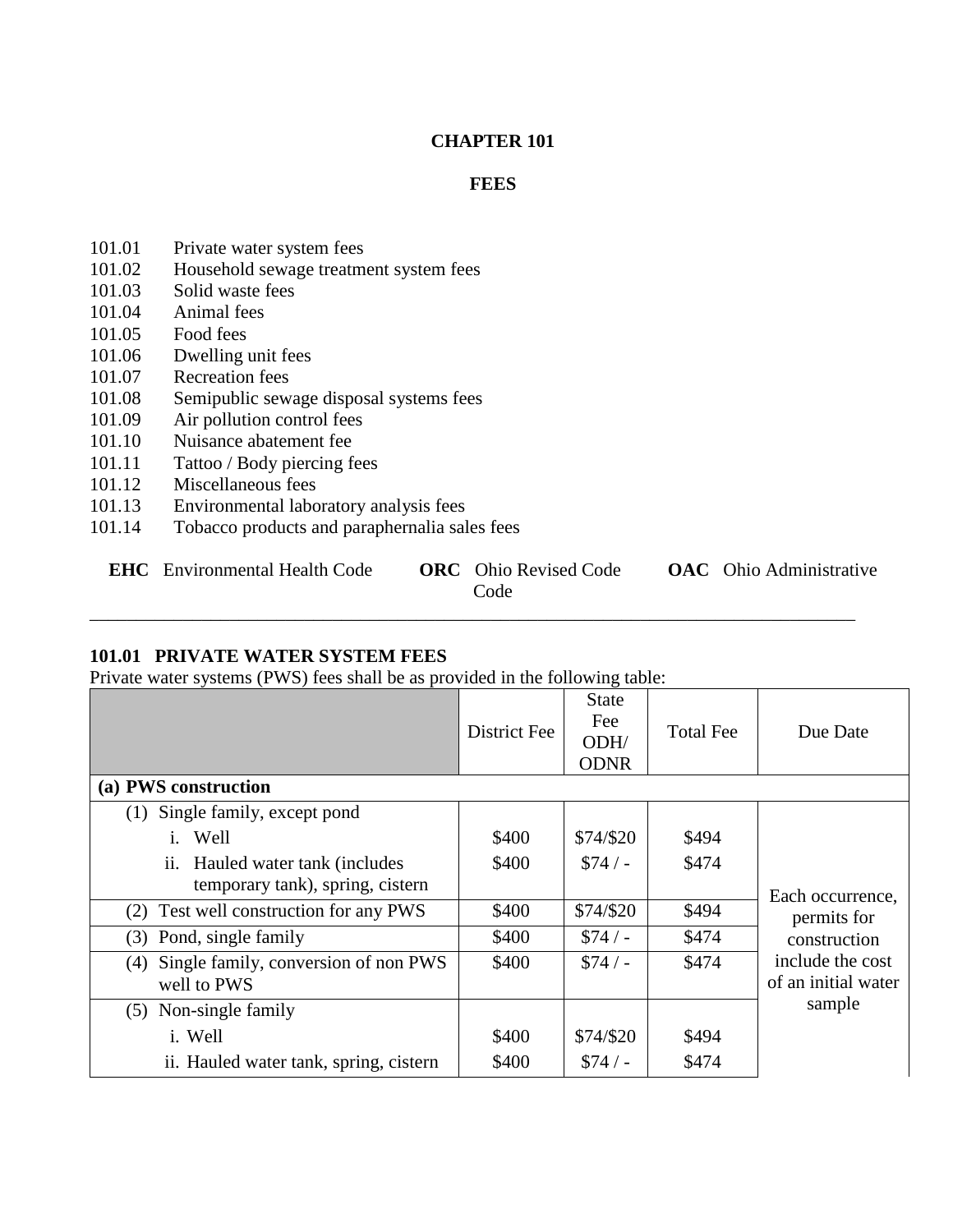# CHAPTER 101

## FEES

101.01 Private water system fees
101.02 Household sewage treatment system fees
101.03 Solid waste fees
101.04 Animal fees
101.05 Food fees
101.06 Dwelling unit fees
101.07 Recreation fees
101.08 Semipublic sewage disposal systems fees
101.09 Air pollution control fees
101.10 Nuisance abatement fee
101.11 Tattoo / Body piercing fees
101.12 Miscellaneous fees
101.13 Environmental laboratory analysis fees
101.14 Tobacco products and paraphernalia sales fees

**EHC** Environmental Health Code **ORC** Ohio Revised Code **OAC** Ohio Administrative Code

---

### 101.01 PRIVATE WATER SYSTEM FEES

Private water systems (PWS) fees shall be as provided in the following table:

| | District Fee | State Fee ODH/ ODNR | Total Fee | Due Date |
|---|---|---|---|---|
| **(a) PWS construction** | | | | |
| (1) Single family, except pond | | | | Each occurrence, permits for construction include the cost of an initial water sample |
| i. Well | $400 | $74/$20 | $494 | |
| ii. Hauled water tank (includes temporary tank), spring, cistern | $400 | $74 / - | $474 | |
| (2) Test well construction for any PWS | $400 | $74/$20 | $494 | |
| (3) Pond, single family | $400 | $74 / - | $474 | |
| (4) Single family, conversion of non PWS well to PWS | $400 | $74 / - | $474 | |
| (5) Non-single family | | | | |
| i. Well | $400 | $74/$20 | $494 | |
| ii. Hauled water tank, spring, cistern | $400 | $74 / - | $474 | |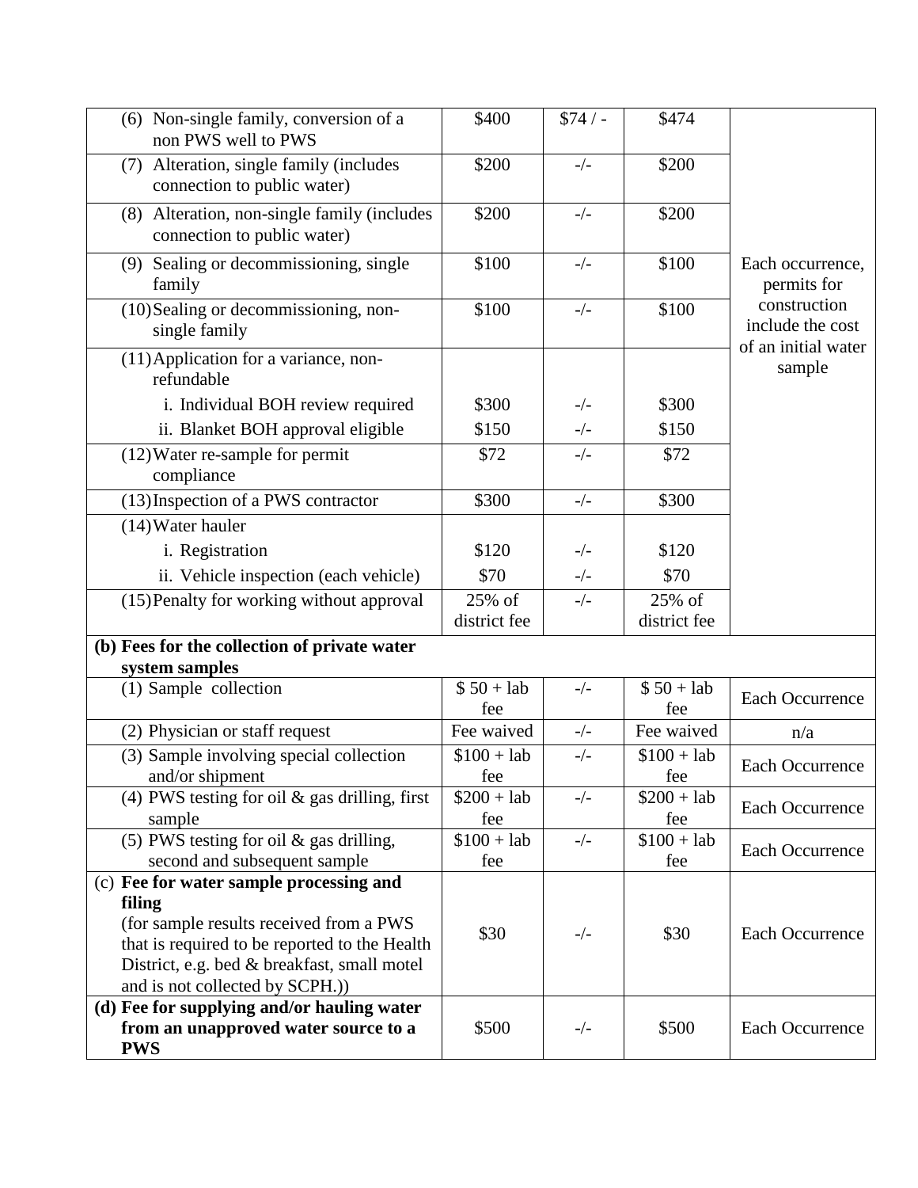| | | | | |
|---|---|---|---|---|
| (6) Non-single family, conversion of a non PWS well to PWS | $400 | $74 / - | $474 | Each occurrence, permits for construction include the cost of an initial water sample |
| (7) Alteration, single family (includes connection to public water) | $200 | -/- | $200 | |
| (8) Alteration, non-single family (includes connection to public water) | $200 | -/- | $200 | |
| (9) Sealing or decommissioning, single family | $100 | -/- | $100 | |
| (10) Sealing or decommissioning, non-single family | $100 | -/- | $100 | |
| (11) Application for a variance, non-refundable | | | | |
| i. Individual BOH review required | $300 | -/- | $300 | |
| ii. Blanket BOH approval eligible | $150 | -/- | $150 | |
| (12) Water re-sample for permit compliance | $72 | -/- | $72 | |
| (13) Inspection of a PWS contractor | $300 | -/- | $300 | |
| (14) Water hauler | | | | |
| i. Registration | $120 | -/- | $120 | |
| ii. Vehicle inspection (each vehicle) | $70 | -/- | $70 | |
| (15) Penalty for working without approval | 25% of district fee | -/- | 25% of district fee | |
| **(b) Fees for the collection of private water system samples** | | | | |
| (1) Sample collection | $ 50 + lab fee | -/- | $ 50 + lab fee | Each Occurrence |
| (2) Physician or staff request | Fee waived | -/- | Fee waived | n/a |
| (3) Sample involving special collection and/or shipment | $100 + lab fee | -/- | $100 + lab fee | Each Occurrence |
| (4) PWS testing for oil & gas drilling, first sample | $200 + lab fee | -/- | $200 + lab fee | Each Occurrence |
| (5) PWS testing for oil & gas drilling, second and subsequent sample | $100 + lab fee | -/- | $100 + lab fee | Each Occurrence |
| (c) **Fee for water sample processing and filing** (for sample results received from a PWS that is required to be reported to the Health District, e.g. bed & breakfast, small motel and is not collected by SCPH.)) | $30 | -/- | $30 | Each Occurrence |
| **(d) Fee for supplying and/or hauling water from an unapproved water source to a PWS** | $500 | -/- | $500 | Each Occurrence |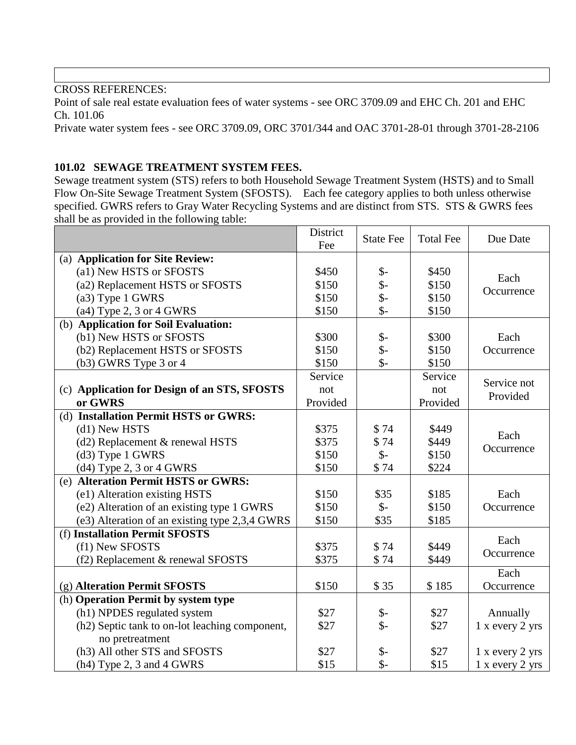CROSS REFERENCES:
Point of sale real estate evaluation fees of water systems - see ORC 3709.09 and EHC Ch. 201 and EHC Ch. 101.06
Private water system fees - see ORC 3709.09, ORC 3701/344 and OAC 3701-28-01 through 3701-28-2106

**101.02 SEWAGE TREATMENT SYSTEM FEES.**
Sewage treatment system (STS) refers to both Household Sewage Treatment System (HSTS) and to Small Flow On-Site Sewage Treatment System (SFOSTS). Each fee category applies to both unless otherwise specified. GWRS refers to Gray Water Recycling Systems and are distinct from STS. STS & GWRS fees shall be as provided in the following table:

| | District Fee | State Fee | Total Fee | Due Date |
|---|---|---|---|---|
| (a) **Application for Site Review:** | | | | Each Occurrence |
| (a1) New HSTS or SFOSTS | $450 | $- | $450 | |
| (a2) Replacement HSTS or SFOSTS | $150 | $- | $150 | |
| (a3) Type 1 GWRS | $150 | $- | $150 | |
| (a4) Type 2, 3 or 4 GWRS | $150 | $- | $150 | |
| (b) **Application for Soil Evaluation:** | | | | Each Occurrence |
| (b1) New HSTS or SFOSTS | $300 | $- | $300 | |
| (b2) Replacement HSTS or SFOSTS | $150 | $- | $150 | |
| (b3) GWRS Type 3 or 4 | $150 | $- | $150 | |
| (c) **Application for Design of an STS, SFOSTS or GWRS** | Service not Provided | | Service not Provided | Service not Provided |
| (d) **Installation Permit HSTS or GWRS:** | | | | Each Occurrence |
| (d1) New HSTS | $375 | $ 74 | $449 | |
| (d2) Replacement & renewal HSTS | $375 | $ 74 | $449 | |
| (d3) Type 1 GWRS | $150 | $- | $150 | |
| (d4) Type 2, 3 or 4 GWRS | $150 | $ 74 | $224 | |
| (e) **Alteration Permit HSTS or GWRS:** | | | | Each Occurrence |
| (e1) Alteration existing HSTS | $150 | $35 | $185 | |
| (e2) Alteration of an existing type 1 GWRS | $150 | $- | $150 | |
| (e3) Alteration of an existing type 2,3,4 GWRS | $150 | $35 | $185 | |
| (f) **Installation Permit SFOSTS** | | | | Each Occurrence |
| (f1) New SFOSTS | $375 | $ 74 | $449 | |
| (f2) Replacement & renewal SFOSTS | $375 | $ 74 | $449 | |
| (g) **Alteration Permit SFOSTS** | $150 | $ 35 | $ 185 | Each Occurrence |
| (h) **Operation Permit by system type** | | | | |
| (h1) NPDES regulated system | $27 | $- | $27 | Annually |
| (h2) Septic tank to on-lot leaching component, no pretreatment | $27 | $- | $27 | 1 x every 2 yrs |
| (h3) All other STS and SFOSTS | $27 | $- | $27 | 1 x every 2 yrs |
| (h4) Type 2, 3 and 4 GWRS | $15 | $- | $15 | 1 x every 2 yrs |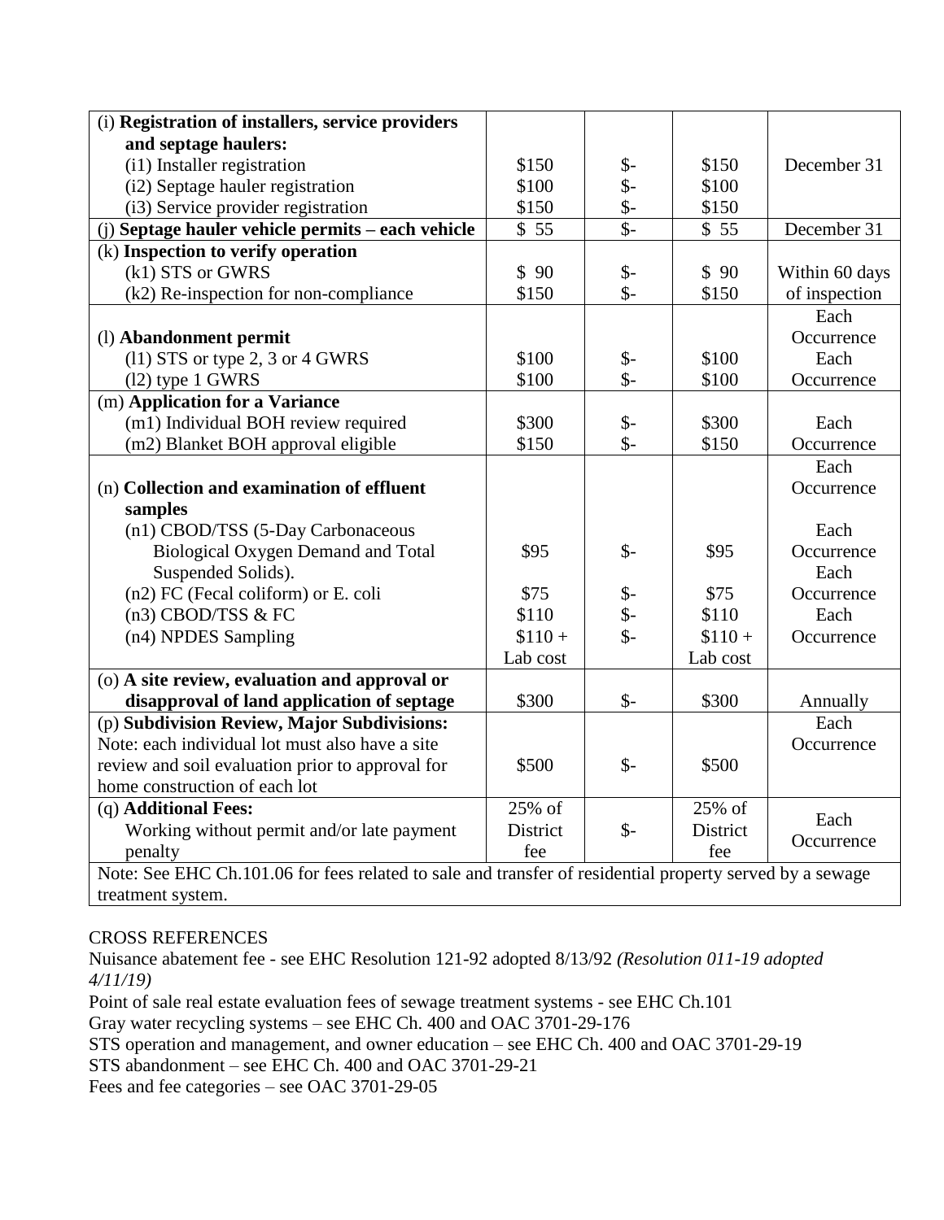| | | | | |
|---|---|---|---|---|
| (i) **Registration of installers, service providers and septage haulers:** | | | | |
| (i1) Installer registration | $150 | $- | $150 | December 31 |
| (i2) Septage hauler registration | $100 | $- | $100 | |
| (i3) Service provider registration | $150 | $- | $150 | |
| (j) **Septage hauler vehicle permits – each vehicle** | $ 55 | $- | $ 55 | December 31 |
| (k) **Inspection to verify operation** | | | | |
| (k1) STS or GWRS | $ 90 | $- | $ 90 | Within 60 days |
| (k2) Re-inspection for non-compliance | $150 | $- | $150 | of inspection |
| (l) **Abandonment permit** | | | | Each Occurrence |
| (l1) STS or type 2, 3 or 4 GWRS | $100 | $- | $100 | Each |
| (l2) type 1 GWRS | $100 | $- | $100 | Occurrence |
| (m) **Application for a Variance** | | | | |
| (m1) Individual BOH review required | $300 | $- | $300 | Each |
| (m2) Blanket BOH approval eligible | $150 | $- | $150 | Occurrence |
| (n) **Collection and examination of effluent samples** | | | | Each Occurrence |
| (n1) CBOD/TSS (5-Day Carbonaceous Biological Oxygen Demand and Total Suspended Solids). | $95 | $- | $95 | Each Occurrence |
| (n2) FC (Fecal coliform) or E. coli | $75 | $- | $75 | Each Occurrence |
| (n3) CBOD/TSS & FC | $110 | $- | $110 | Each |
| (n4) NPDES Sampling | $110 + Lab cost | $- | $110 + Lab cost | Occurrence |
| (o) **A site review, evaluation and approval or disapproval of land application of septage** | $300 | $- | $300 | Annually |
| (p) **Subdivision Review, Major Subdivisions:** Note: each individual lot must also have a site review and soil evaluation prior to approval for home construction of each lot | $500 | $- | $500 | Each Occurrence |
| (q) **Additional Fees:** Working without permit and/or late payment penalty | 25% of District fee | $- | 25% of District fee | Each Occurrence |
| Note: See EHC Ch.101.06 for fees related to sale and transfer of residential property served by a sewage treatment system. | | | | |

CROSS REFERENCES

Nuisance abatement fee - see EHC Resolution 121-92 adopted 8/13/92 *(Resolution 011-19 adopted 4/11/19)*

Point of sale real estate evaluation fees of sewage treatment systems - see EHC Ch.101

Gray water recycling systems – see EHC Ch. 400 and OAC 3701-29-176

STS operation and management, and owner education – see EHC Ch. 400 and OAC 3701-29-19

STS abandonment – see EHC Ch. 400 and OAC 3701-29-21

Fees and fee categories – see OAC 3701-29-05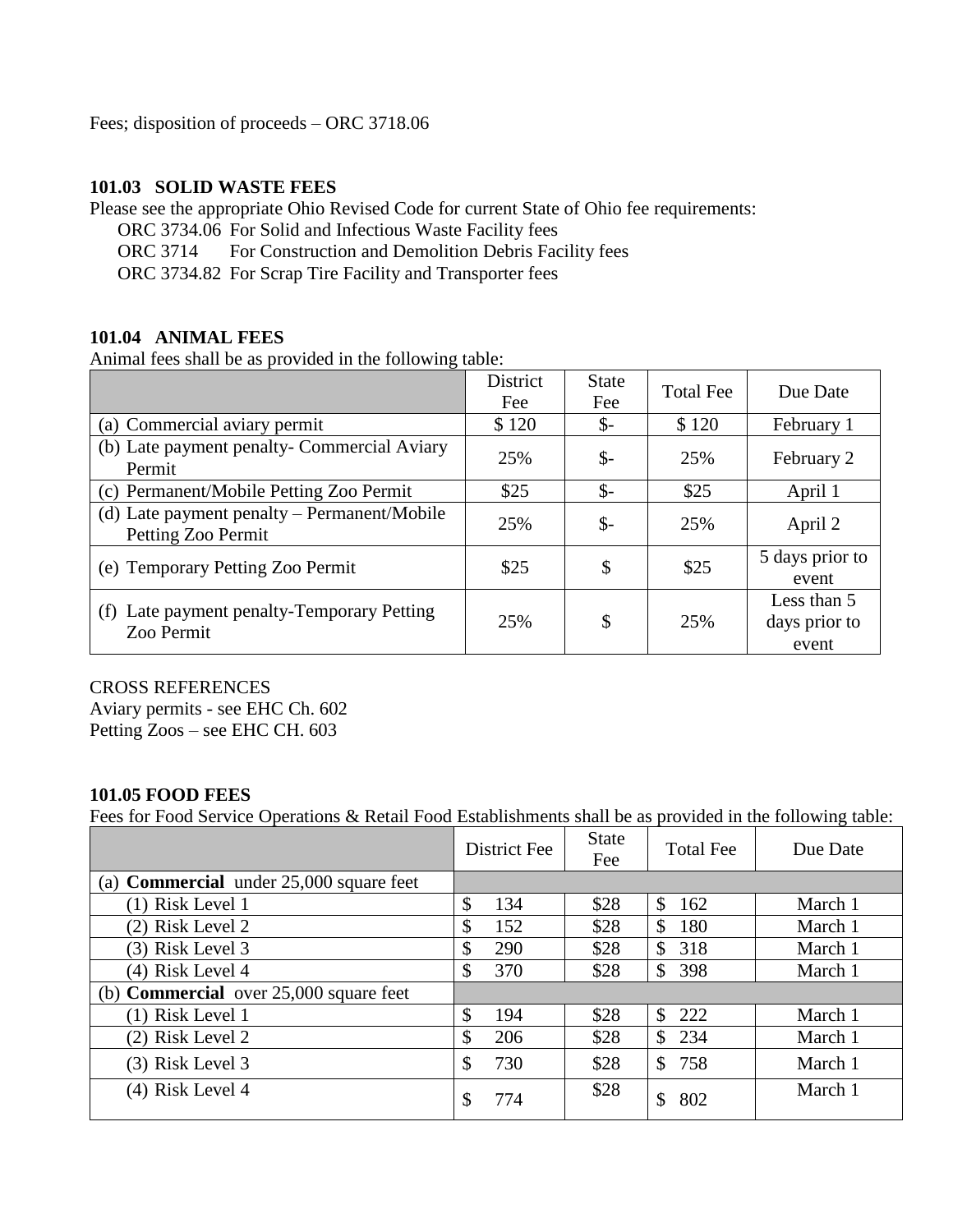Fees; disposition of proceeds – ORC 3718.06

### 101.03 SOLID WASTE FEES

Please see the appropriate Ohio Revised Code for current State of Ohio fee requirements:

ORC 3734.06 For Solid and Infectious Waste Facility fees
ORC 3714 For Construction and Demolition Debris Facility fees
ORC 3734.82 For Scrap Tire Facility and Transporter fees

### 101.04 ANIMAL FEES

Animal fees shall be as provided in the following table:

| | District Fee | State Fee | Total Fee | Due Date |
|---|---|---|---|---|
| (a) Commercial aviary permit | $ 120 | $- | $ 120 | February 1 |
| (b) Late payment penalty- Commercial Aviary Permit | 25% | $- | 25% | February 2 |
| (c) Permanent/Mobile Petting Zoo Permit | $25 | $- | $25 | April 1 |
| (d) Late payment penalty – Permanent/Mobile Petting Zoo Permit | 25% | $- | 25% | April 2 |
| (e) Temporary Petting Zoo Permit | $25 | $ | $25 | 5 days prior to event |
| (f) Late payment penalty-Temporary Petting Zoo Permit | 25% | $ | 25% | Less than 5 days prior to event |

CROSS REFERENCES
Aviary permits - see EHC Ch. 602
Petting Zoos – see EHC CH. 603

### 101.05 FOOD FEES

Fees for Food Service Operations & Retail Food Establishments shall be as provided in the following table:

| | District Fee | State Fee | Total Fee | Due Date |
|---|---|---|---|---|
| (a) **Commercial** under 25,000 square feet | | | | |
| (1) Risk Level 1 | $ 134 | $28 | $ 162 | March 1 |
| (2) Risk Level 2 | $ 152 | $28 | $ 180 | March 1 |
| (3) Risk Level 3 | $ 290 | $28 | $ 318 | March 1 |
| (4) Risk Level 4 | $ 370 | $28 | $ 398 | March 1 |
| (b) **Commercial** over 25,000 square feet | | | | |
| (1) Risk Level 1 | $ 194 | $28 | $ 222 | March 1 |
| (2) Risk Level 2 | $ 206 | $28 | $ 234 | March 1 |
| (3) Risk Level 3 | $ 730 | $28 | $ 758 | March 1 |
| (4) Risk Level 4 | $ 774 | $28 | $ 802 | March 1 |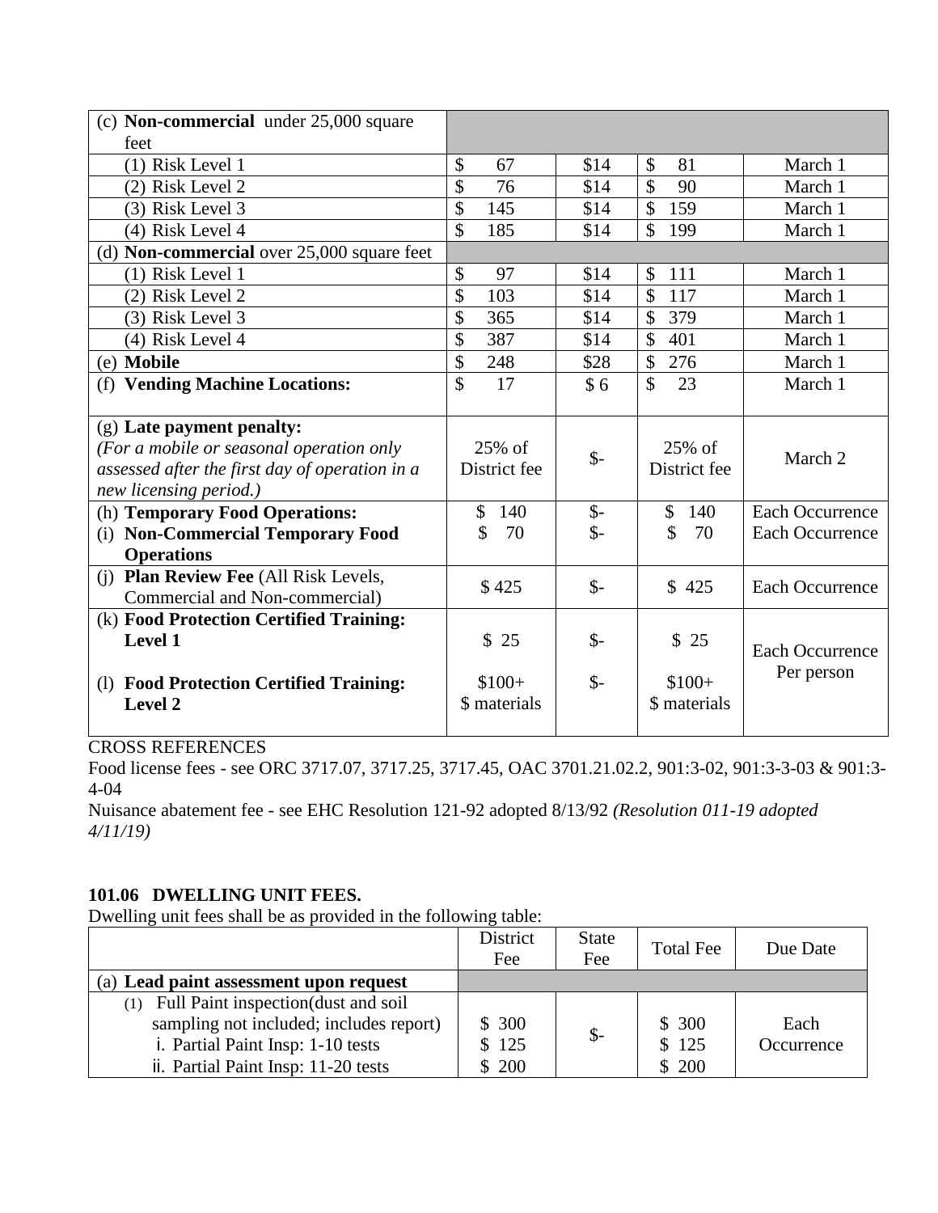| | | | | |
|---|---|---|---|---|
| (c) **Non-commercial** under 25,000 square feet | | | | |
| (1) Risk Level 1 | $ 67 | $14 | $ 81 | March 1 |
| (2) Risk Level 2 | $ 76 | $14 | $ 90 | March 1 |
| (3) Risk Level 3 | $ 145 | $14 | $ 159 | March 1 |
| (4) Risk Level 4 | $ 185 | $14 | $ 199 | March 1 |
| (d) **Non-commercial** over 25,000 square feet | | | | |
| (1) Risk Level 1 | $ 97 | $14 | $ 111 | March 1 |
| (2) Risk Level 2 | $ 103 | $14 | $ 117 | March 1 |
| (3) Risk Level 3 | $ 365 | $14 | $ 379 | March 1 |
| (4) Risk Level 4 | $ 387 | $14 | $ 401 | March 1 |
| (e) **Mobile** | $ 248 | $28 | $ 276 | March 1 |
| (f) **Vending Machine Locations:** | $ 17 | $ 6 | $ 23 | March 1 |
| (g) **Late payment penalty:** *(For a mobile or seasonal operation only assessed after the first day of operation in a new licensing period.)* | 25% of District fee | $- | 25% of District fee | March 2 |
| (h) **Temporary Food Operations:** | $ 140 | $- | $ 140 | Each Occurrence |
| (i) **Non-Commercial Temporary Food Operations** | $ 70 | $- | $ 70 | Each Occurrence |
| (j) **Plan Review Fee** (All Risk Levels, Commercial and Non-commercial) | $ 425 | $- | $ 425 | Each Occurrence |
| (k) **Food Protection Certified Training: Level 1** | $ 25 | $- | $ 25 | Each Occurrence Per person |
| (l) **Food Protection Certified Training: Level 2** | $100+ $ materials | $- | $100+ $ materials | Each Occurrence Per person |

CROSS REFERENCES

Food license fees - see ORC 3717.07, 3717.25, 3717.45, OAC 3701.21.02.2, 901:3-02, 901:3-3-03 & 901:3-4-04

Nuisance abatement fee - see EHC Resolution 121-92 adopted 8/13/92 *(Resolution 011-19 adopted 4/11/19)*

**101.06 DWELLING UNIT FEES.**

Dwelling unit fees shall be as provided in the following table:

| | District Fee | State Fee | Total Fee | Due Date |
|---|---|---|---|---|
| (a) **Lead paint assessment upon request** | | | | |
| (1) Full Paint inspection(dust and soil sampling not included; includes report) | $ 300 | $- | $ 300 | Each Occurrence |
| i. Partial Paint Insp: 1-10 tests | $ 125 | | $ 125 | |
| ii. Partial Paint Insp: 11-20 tests | $ 200 | | $ 200 | |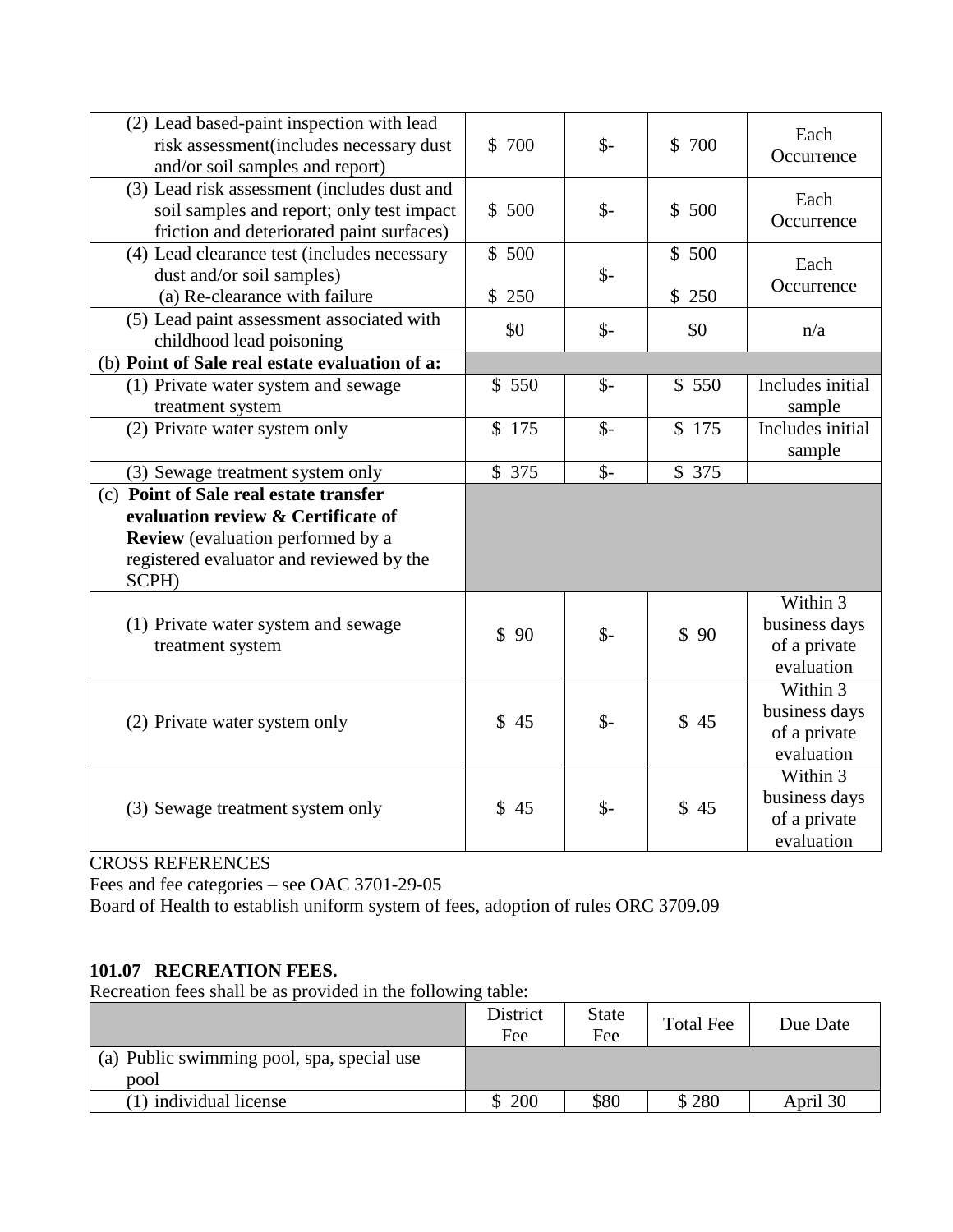| | | | | |
|---|---|---|---|---|
| (2) Lead based-paint inspection with lead risk assessment(includes necessary dust and/or soil samples and report) | $ 700 | $- | $ 700 | Each Occurrence |
| (3) Lead risk assessment (includes dust and soil samples and report; only test impact friction and deteriorated paint surfaces) | $ 500 | $- | $ 500 | Each Occurrence |
| (4) Lead clearance test (includes necessary dust and/or soil samples)<br>(a) Re-clearance with failure | $ 500<br>$ 250 | $- | $ 500<br>$ 250 | Each Occurrence |
| (5) Lead paint assessment associated with childhood lead poisoning | $0 | $- | $0 | n/a |
| (b) **Point of Sale real estate evaluation of a:** | | | | |
| (1) Private water system and sewage treatment system | $ 550 | $- | $ 550 | Includes initial sample |
| (2) Private water system only | $ 175 | $- | $ 175 | Includes initial sample |
| (3) Sewage treatment system only | $ 375 | $- | $ 375 | |
| (c) **Point of Sale real estate transfer evaluation review & Certificate of Review** (evaluation performed by a registered evaluator and reviewed by the SCPH) | | | | |
| (1) Private water system and sewage treatment system | $ 90 | $- | $ 90 | Within 3 business days of a private evaluation |
| (2) Private water system only | $ 45 | $- | $ 45 | Within 3 business days of a private evaluation |
| (3) Sewage treatment system only | $ 45 | $- | $ 45 | Within 3 business days of a private evaluation |

CROSS REFERENCES

Fees and fee categories – see OAC 3701-29-05

Board of Health to establish uniform system of fees, adoption of rules ORC 3709.09

**101.07 RECREATION FEES.**

Recreation fees shall be as provided in the following table:

| | District Fee | State Fee | Total Fee | Due Date |
|---|---|---|---|---|
| (a) Public swimming pool, spa, special use pool | | | | |
| (1) individual license | $ 200 | $80 | $ 280 | April 30 |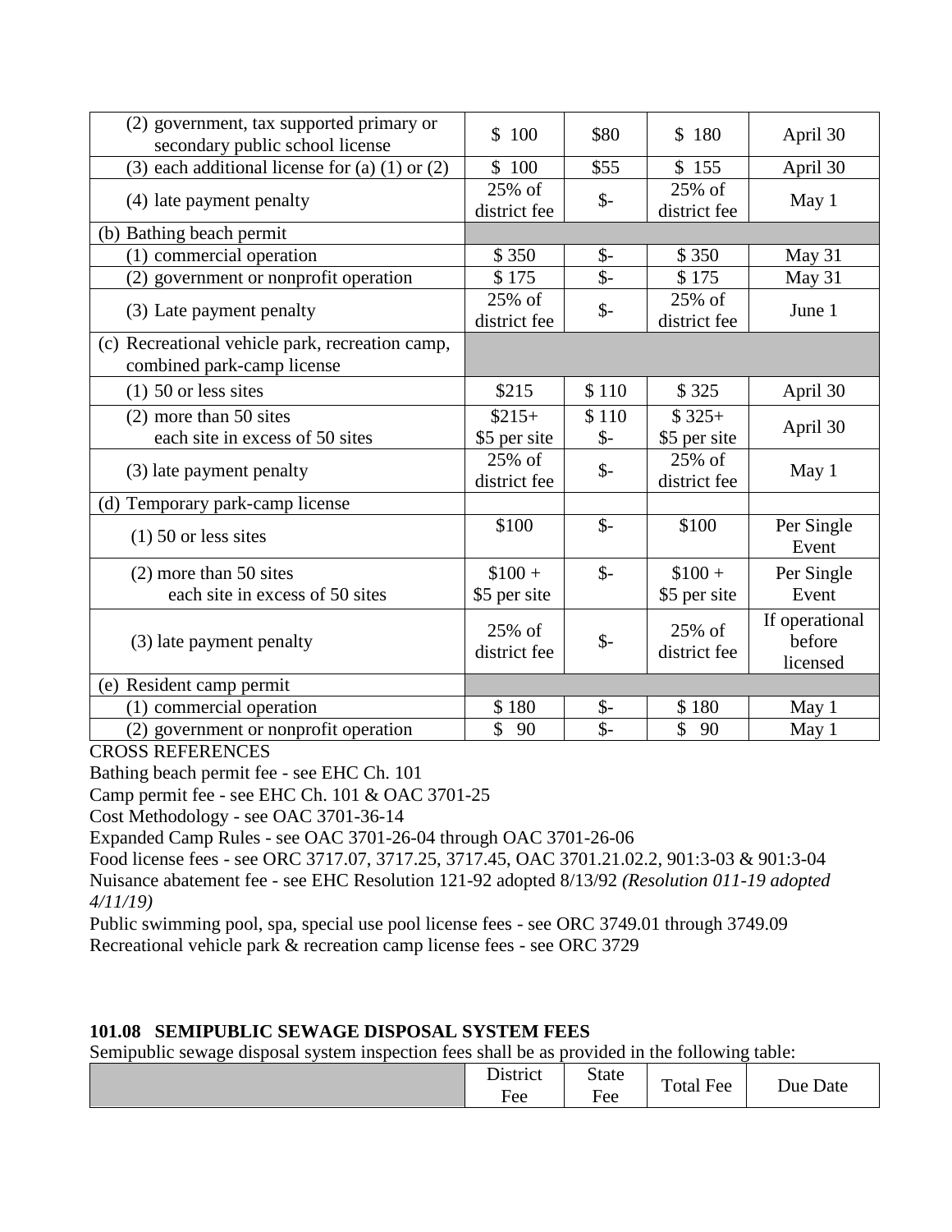| | | | | |
|---|---|---|---|---|
| (2) government, tax supported primary or secondary public school license | $ 100 | $80 | $ 180 | April 30 |
| (3) each additional license for (a) (1) or (2) | $ 100 | $55 | $ 155 | April 30 |
| (4) late payment penalty | 25% of district fee | $- | 25% of district fee | May 1 |
| (b) Bathing beach permit | | | | |
| (1) commercial operation | $ 350 | $- | $ 350 | May 31 |
| (2) government or nonprofit operation | $ 175 | $- | $ 175 | May 31 |
| (3) Late payment penalty | 25% of district fee | $- | 25% of district fee | June 1 |
| (c) Recreational vehicle park, recreation camp, combined park-camp license | | | | |
| (1) 50 or less sites | $215 | $ 110 | $ 325 | April 30 |
| (2) more than 50 sites<br>each site in excess of 50 sites | $215+<br>$5 per site | $ 110<br>$- | $ 325+<br>$5 per site | April 30 |
| (3) late payment penalty | 25% of district fee | $- | 25% of district fee | May 1 |
| (d) Temporary park-camp license | | | | |
| (1) 50 or less sites | $100 | $- | $100 | Per Single Event |
| (2) more than 50 sites<br>each site in excess of 50 sites | $100 +<br>$5 per site | $- | $100 +<br>$5 per site | Per Single Event |
| (3) late payment penalty | 25% of district fee | $- | 25% of district fee | If operational before licensed |
| (e) Resident camp permit | | | | |
| (1) commercial operation | $ 180 | $- | $ 180 | May 1 |
| (2) government or nonprofit operation | $ 90 | $- | $ 90 | May 1 |

CROSS REFERENCES

Bathing beach permit fee - see EHC Ch. 101

Camp permit fee - see EHC Ch. 101 & OAC 3701-25

Cost Methodology - see OAC 3701-36-14

Expanded Camp Rules - see OAC 3701-26-04 through OAC 3701-26-06

Food license fees - see ORC 3717.07, 3717.25, 3717.45, OAC 3701.21.02.2, 901:3-03 & 901:3-04

Nuisance abatement fee - see EHC Resolution 121-92 adopted 8/13/92 *(Resolution 011-19 adopted 4/11/19)*

Public swimming pool, spa, special use pool license fees - see ORC 3749.01 through 3749.09

Recreational vehicle park & recreation camp license fees - see ORC 3729

**101.08 SEMIPUBLIC SEWAGE DISPOSAL SYSTEM FEES**

Semipublic sewage disposal system inspection fees shall be as provided in the following table:

| | District Fee | State Fee | Total Fee | Due Date |
|---|---|---|---|---|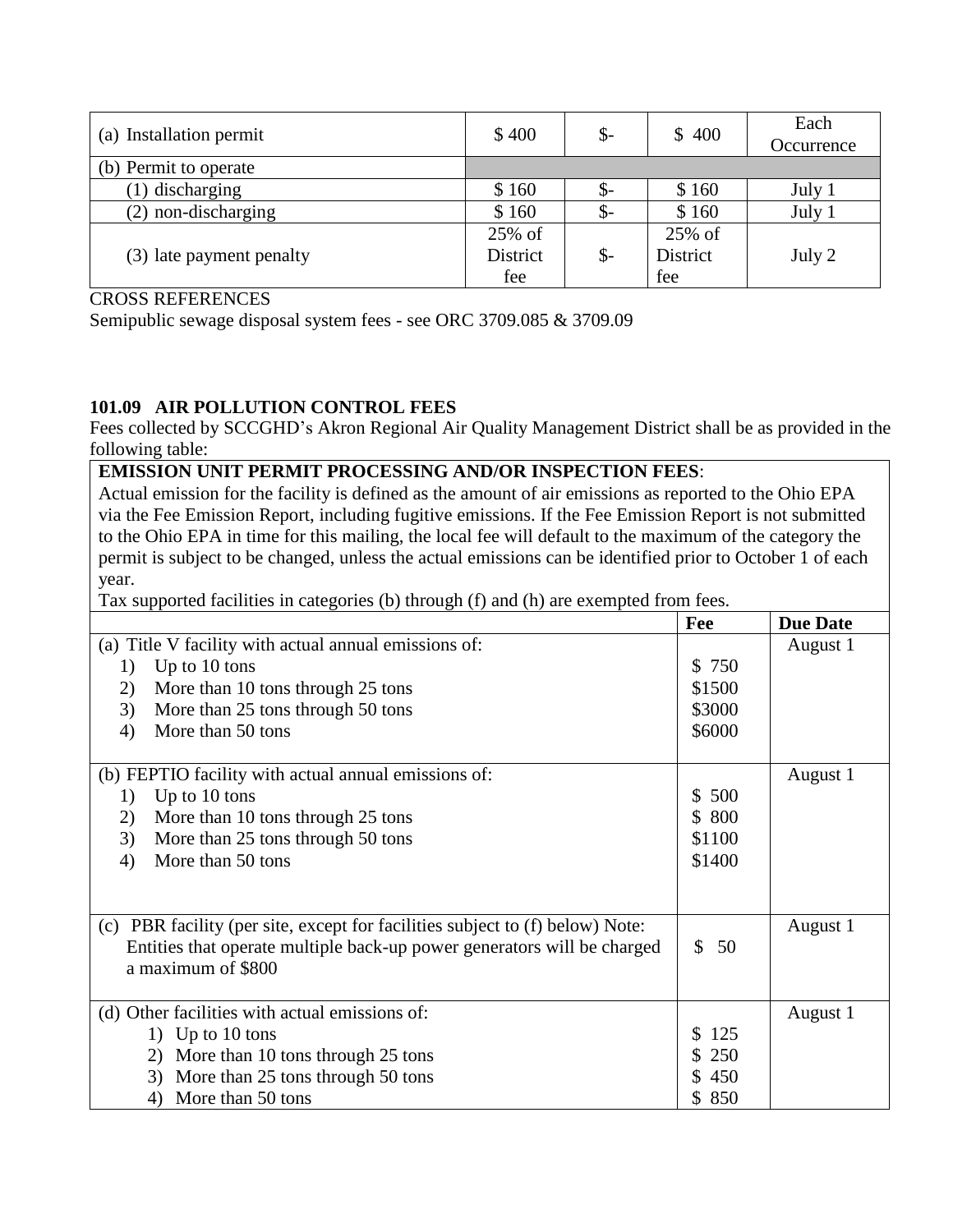| (a) Installation permit | $ 400 | $- | $ 400 | Each Occurrence |
|---|---|---|---|---|
| (b) Permit to operate | | | | |
| (1) discharging | $ 160 | $- | $ 160 | July 1 |
| (2) non-discharging | $ 160 | $- | $ 160 | July 1 |
| (3) late payment penalty | 25% of District fee | $- | 25% of District fee | July 2 |

CROSS REFERENCES
Semipublic sewage disposal system fees - see ORC 3709.085 & 3709.09

**101.09 AIR POLLUTION CONTROL FEES**

Fees collected by SCCGHD's Akron Regional Air Quality Management District shall be as provided in the following table:

**EMISSION UNIT PERMIT PROCESSING AND/OR INSPECTION FEES**:

Actual emission for the facility is defined as the amount of air emissions as reported to the Ohio EPA via the Fee Emission Report, including fugitive emissions. If the Fee Emission Report is not submitted to the Ohio EPA in time for this mailing, the local fee will default to the maximum of the category the permit is subject to be changed, unless the actual emissions can be identified prior to October 1 of each year.

Tax supported facilities in categories (b) through (f) and (h) are exempted from fees.

| | Fee | Due Date |
|---|---|---|
| (a) Title V facility with actual annual emissions of: | | August 1 |
| 1) Up to 10 tons | $ 750 | |
| 2) More than 10 tons through 25 tons | $1500 | |
| 3) More than 25 tons through 50 tons | $3000 | |
| 4) More than 50 tons | $6000 | |
| (b) FEPTIO facility with actual annual emissions of: | | August 1 |
| 1) Up to 10 tons | $ 500 | |
| 2) More than 10 tons through 25 tons | $ 800 | |
| 3) More than 25 tons through 50 tons | $1100 | |
| 4) More than 50 tons | $1400 | |
| (c) PBR facility (per site, except for facilities subject to (f) below) Note: Entities that operate multiple back-up power generators will be charged a maximum of $800 | $ 50 | August 1 |
| (d) Other facilities with actual emissions of: | | August 1 |
| 1) Up to 10 tons | $ 125 | |
| 2) More than 10 tons through 25 tons | $ 250 | |
| 3) More than 25 tons through 50 tons | $ 450 | |
| 4) More than 50 tons | $ 850 | |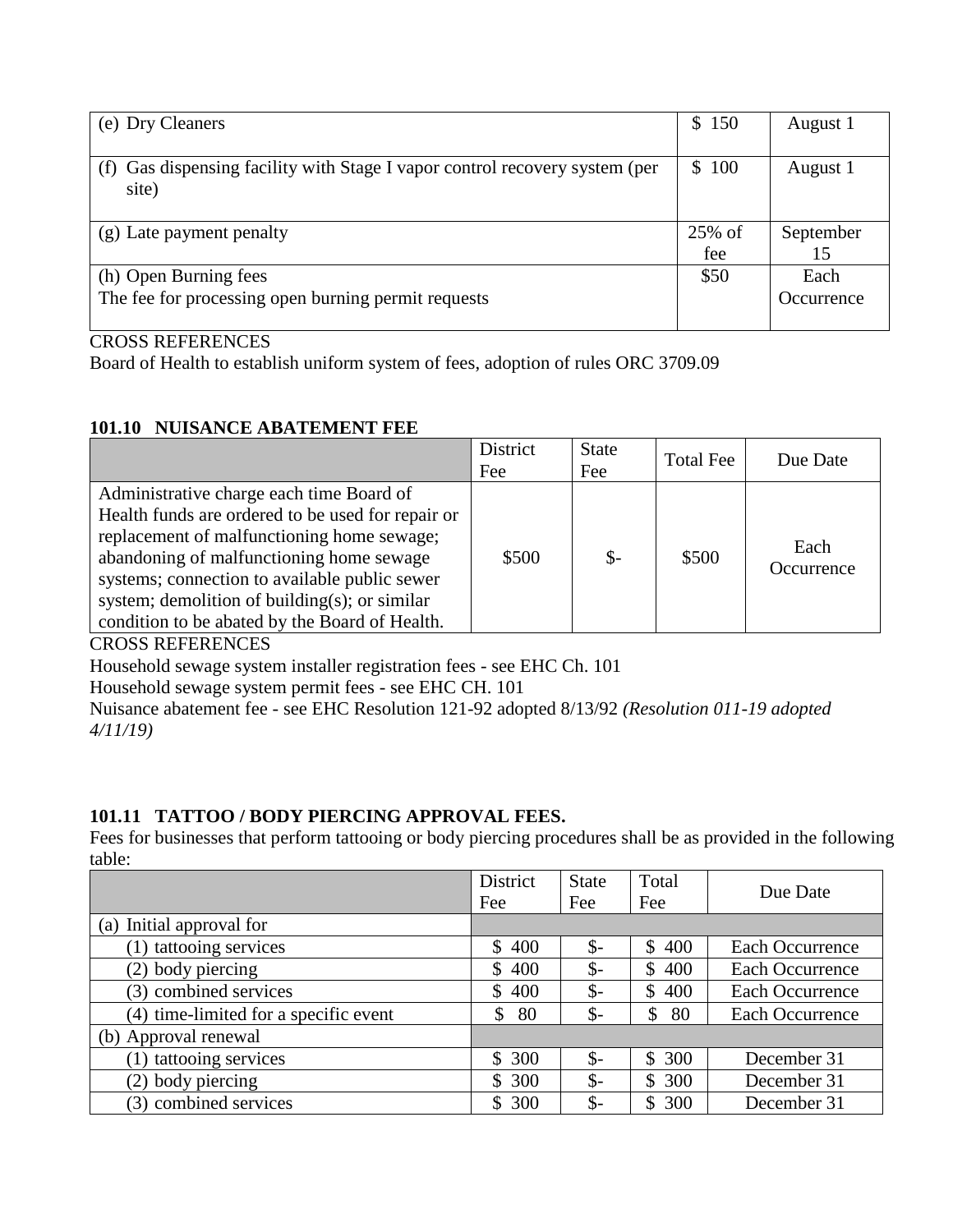| | | |
|---|---|---|
| (e) Dry Cleaners | $ 150 | August 1 |
| (f) Gas dispensing facility with Stage I vapor control recovery system (per site) | $ 100 | August 1 |
| (g) Late payment penalty | 25% of fee | September 15 |
| (h) Open Burning fees<br>The fee for processing open burning permit requests | $50 | Each Occurrence |

CROSS REFERENCES
Board of Health to establish uniform system of fees, adoption of rules ORC 3709.09

### 101.10 NUISANCE ABATEMENT FEE

| | District Fee | State Fee | Total Fee | Due Date |
|---|---|---|---|---|
| Administrative charge each time Board of Health funds are ordered to be used for repair or replacement of malfunctioning home sewage; abandoning of malfunctioning home sewage systems; connection to available public sewer system; demolition of building(s); or similar condition to be abated by the Board of Health. | $500 | $- | $500 | Each Occurrence |

CROSS REFERENCES
Household sewage system installer registration fees - see EHC Ch. 101
Household sewage system permit fees - see EHC CH. 101
Nuisance abatement fee - see EHC Resolution 121-92 adopted 8/13/92 *(Resolution 011-19 adopted 4/11/19)*

### 101.11 TATTOO / BODY PIERCING APPROVAL FEES.

Fees for businesses that perform tattooing or body piercing procedures shall be as provided in the following table:

| | District Fee | State Fee | Total Fee | Due Date |
|---|---|---|---|---|
| (a) Initial approval for | | | | |
| (1) tattooing services | $ 400 | $- | $ 400 | Each Occurrence |
| (2) body piercing | $ 400 | $- | $ 400 | Each Occurrence |
| (3) combined services | $ 400 | $- | $ 400 | Each Occurrence |
| (4) time-limited for a specific event | $ 80 | $- | $ 80 | Each Occurrence |
| (b) Approval renewal | | | | |
| (1) tattooing services | $ 300 | $- | $ 300 | December 31 |
| (2) body piercing | $ 300 | $- | $ 300 | December 31 |
| (3) combined services | $ 300 | $- | $ 300 | December 31 |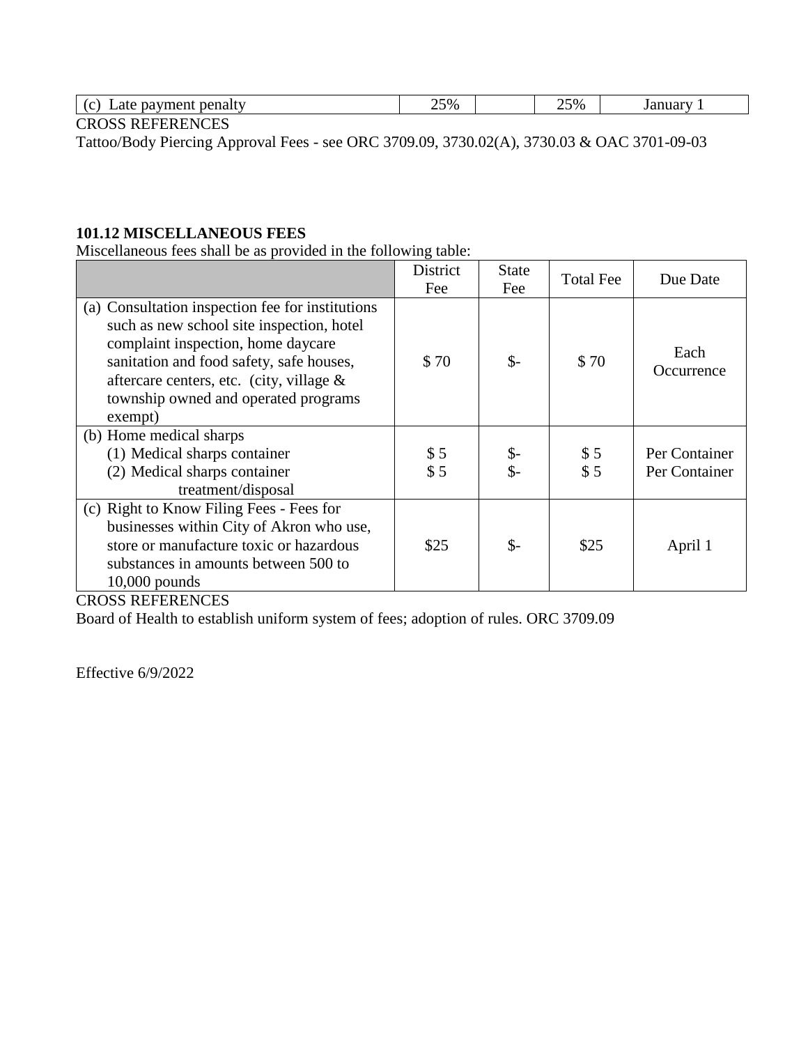| | | | | |
|---|---|---|---|---|
| (c) Late payment penalty | 25% | | 25% | January 1 |

CROSS REFERENCES

Tattoo/Body Piercing Approval Fees - see ORC 3709.09, 3730.02(A), 3730.03 & OAC 3701-09-03

**101.12 MISCELLANEOUS FEES**

Miscellaneous fees shall be as provided in the following table:

| | District Fee | State Fee | Total Fee | Due Date |
|---|---|---|---|---|
| (a) Consultation inspection fee for institutions such as new school site inspection, hotel complaint inspection, home daycare sanitation and food safety, safe houses, aftercare centers, etc. (city, village & township owned and operated programs exempt) | $ 70 | $- | $ 70 | Each Occurrence |
| (b) Home medical sharps<br>(1) Medical sharps container<br>(2) Medical sharps container treatment/disposal | <br>$ 5<br>$ 5 | <br>$-<br>$- | <br>$ 5<br>$ 5 | <br>Per Container<br>Per Container |
| (c) Right to Know Filing Fees - Fees for businesses within City of Akron who use, store or manufacture toxic or hazardous substances in amounts between 500 to 10,000 pounds | $25 | $- | $25 | April 1 |

CROSS REFERENCES

Board of Health to establish uniform system of fees; adoption of rules. ORC 3709.09

Effective 6/9/2022